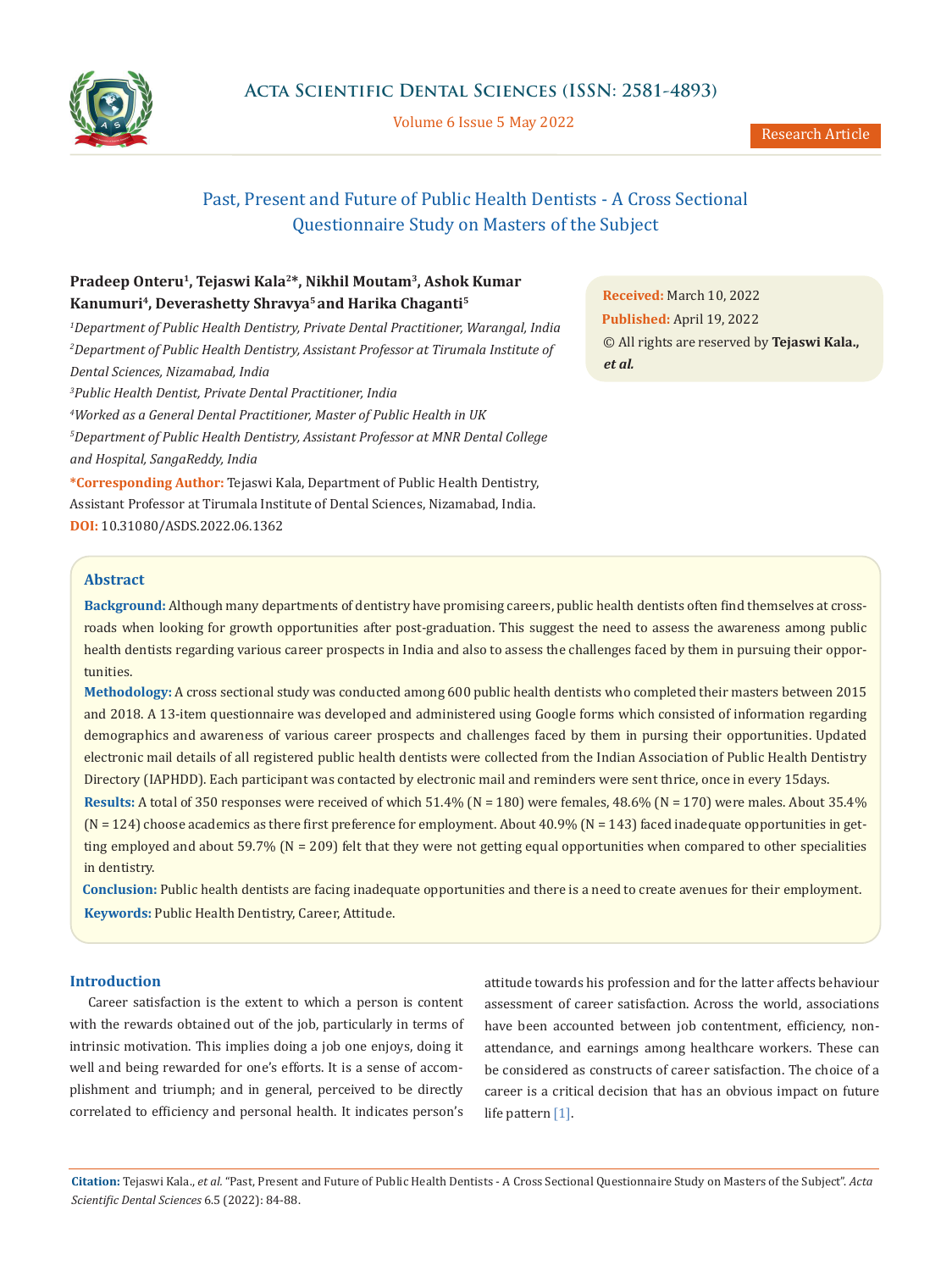# Past, Present and Future of Public Health Dentists - A Cross Sectional Questionnaire Study on Masters of the Subject

**Pradeep Onteru[1], Tejaswi Kala[2]\*, Nikhil Moutam[3], Ashok Kumar Kanumuri[4], Deverashetty Shravya[5] and Harika Chaganti[5]**

[1]*Department of Public Health Dentistry, Private Dental Practitioner, Warangal, India*

[2]*Department of Public Health Dentistry, Assistant Professor at Tirumala Institute of Dental Sciences, Nizamabad, India*

[3]*Public Health Dentist, Private Dental Practitioner, India*

[4]*Worked as a General Dental Practitioner, Master of Public Health in UK*

[5]*Department of Public Health Dentistry, Assistant Professor at MNR Dental College and Hospital, SangaReddy, India*

**\*Corresponding Author:** Tejaswi Kala, Department of Public Health Dentistry, Assistant Professor at Tirumala Institute of Dental Sciences, Nizamabad, India.

**DOI:** 10.31080/ASDS.2022.06.1362

**Received:** March 10, 2022
**Published:** April 19, 2022
© All rights are reserved by **Tejaswi Kala., *et al.***

## Abstract

**Background:** Although many departments of dentistry have promising careers, public health dentists often find themselves at cross-roads when looking for growth opportunities after post-graduation. This suggest the need to assess the awareness among public health dentists regarding various career prospects in India and also to assess the challenges faced by them in pursuing their opportunities.

**Methodology:** A cross sectional study was conducted among 600 public health dentists who completed their masters between 2015 and 2018. A 13-item questionnaire was developed and administered using Google forms which consisted of information regarding demographics and awareness of various career prospects and challenges faced by them in pursing their opportunities. Updated electronic mail details of all registered public health dentists were collected from the Indian Association of Public Health Dentistry Directory (IAPHDD). Each participant was contacted by electronic mail and reminders were sent thrice, once in every 15days.

**Results:** A total of 350 responses were received of which 51.4% (N = 180) were females, 48.6% (N = 170) were males. About 35.4% (N = 124) choose academics as there first preference for employment. About 40.9% (N = 143) faced inadequate opportunities in getting employed and about 59.7% (N = 209) felt that they were not getting equal opportunities when compared to other specialities in dentistry.

**Conclusion:** Public health dentists are facing inadequate opportunities and there is a need to create avenues for their employment.

**Keywords:** Public Health Dentistry, Career, Attitude.

## Introduction

Career satisfaction is the extent to which a person is content with the rewards obtained out of the job, particularly in terms of intrinsic motivation. This implies doing a job one enjoys, doing it well and being rewarded for one's efforts. It is a sense of accomplishment and triumph; and in general, perceived to be directly correlated to efficiency and personal health. It indicates person's attitude towards his profession and for the latter affects behaviour assessment of career satisfaction. Across the world, associations have been accounted between job contentment, efficiency, non-attendance, and earnings among healthcare workers. These can be considered as constructs of career satisfaction. The choice of a career is a critical decision that has an obvious impact on future life pattern [1].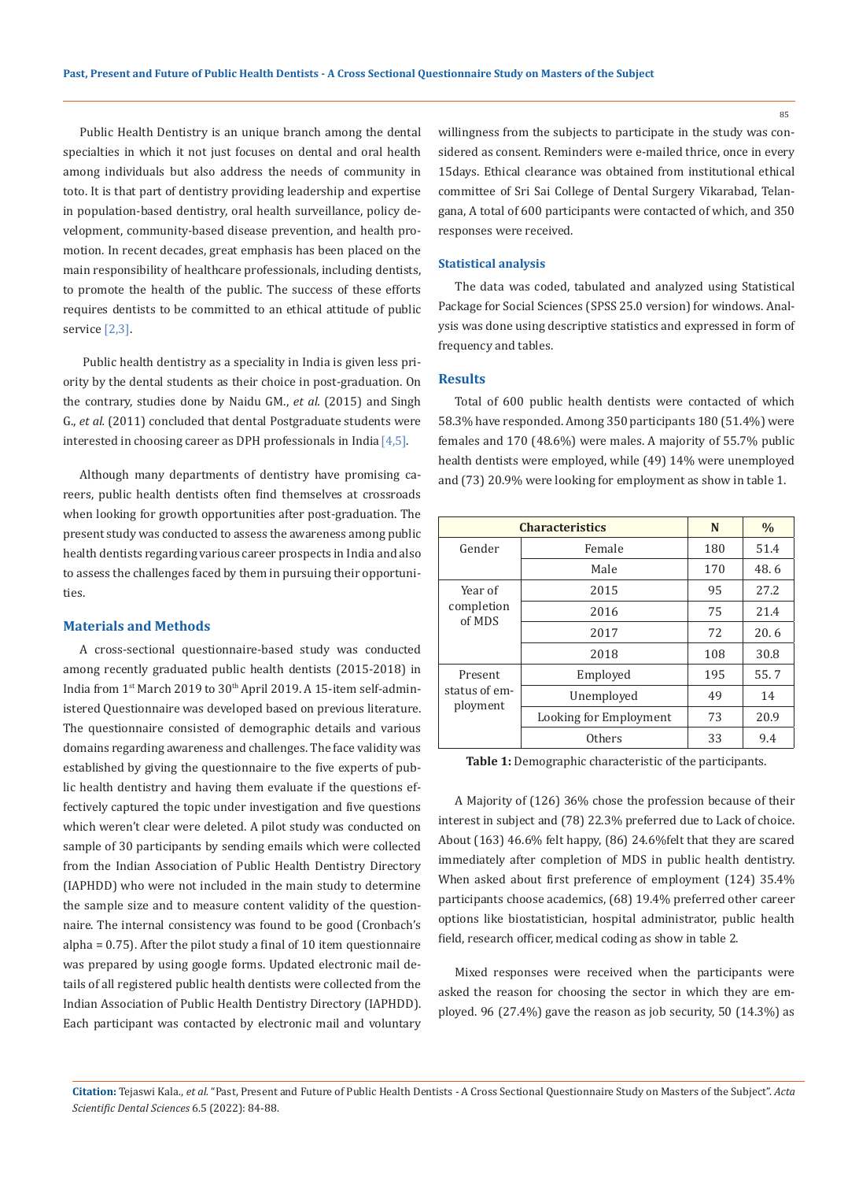Public Health Dentistry is an unique branch among the dental specialties in which it not just focuses on dental and oral health among individuals but also address the needs of community in toto. It is that part of dentistry providing leadership and expertise in population-based dentistry, oral health surveillance, policy development, community-based disease prevention, and health promotion. In recent decades, great emphasis has been placed on the main responsibility of healthcare professionals, including dentists, to promote the health of the public. The success of these efforts requires dentists to be committed to an ethical attitude of public service [2,3].

Public health dentistry as a speciality in India is given less priority by the dental students as their choice in post-graduation. On the contrary, studies done by Naidu GM., *et al.* (2015) and Singh G., *et al.* (2011) concluded that dental Postgraduate students were interested in choosing career as DPH professionals in India [4,5].

Although many departments of dentistry have promising careers, public health dentists often find themselves at crossroads when looking for growth opportunities after post-graduation. The present study was conducted to assess the awareness among public health dentists regarding various career prospects in India and also to assess the challenges faced by them in pursuing their opportunities.

## Materials and Methods

A cross-sectional questionnaire-based study was conducted among recently graduated public health dentists (2015-2018) in India from 1st March 2019 to 30th April 2019. A 15-item self-administered Questionnaire was developed based on previous literature. The questionnaire consisted of demographic details and various domains regarding awareness and challenges. The face validity was established by giving the questionnaire to the five experts of public health dentistry and having them evaluate if the questions effectively captured the topic under investigation and five questions which weren't clear were deleted. A pilot study was conducted on sample of 30 participants by sending emails which were collected from the Indian Association of Public Health Dentistry Directory (IAPHDD) who were not included in the main study to determine the sample size and to measure content validity of the questionnaire. The internal consistency was found to be good (Cronbach's alpha = 0.75). After the pilot study a final of 10 item questionnaire was prepared by using google forms. Updated electronic mail details of all registered public health dentists were collected from the Indian Association of Public Health Dentistry Directory (IAPHDD). Each participant was contacted by electronic mail and voluntary willingness from the subjects to participate in the study was considered as consent. Reminders were e-mailed thrice, once in every 15days. Ethical clearance was obtained from institutional ethical committee of Sri Sai College of Dental Surgery Vikarabad, Telangana, A total of 600 participants were contacted of which, and 350 responses were received.

### Statistical analysis

The data was coded, tabulated and analyzed using Statistical Package for Social Sciences (SPSS 25.0 version) for windows. Analysis was done using descriptive statistics and expressed in form of frequency and tables.

## Results

Total of 600 public health dentists were contacted of which 58.3% have responded. Among 350 participants 180 (51.4%) were females and 170 (48.6%) were males. A majority of 55.7% public health dentists were employed, while (49) 14% were unemployed and (73) 20.9% were looking for employment as show in table 1.

| Characteristics | | N | % |
|---|---|---|---|
| Gender | Female | 180 | 51.4 |
| | Male | 170 | 48. 6 |
| Year of completion of MDS | 2015 | 95 | 27.2 |
| | 2016 | 75 | 21.4 |
| | 2017 | 72 | 20. 6 |
| | 2018 | 108 | 30.8 |
| Present status of employment | Employed | 195 | 55. 7 |
| | Unemployed | 49 | 14 |
| | Looking for Employment | 73 | 20.9 |
| | Others | 33 | 9.4 |

**Table 1:** Demographic characteristic of the participants.

A Majority of (126) 36% chose the profession because of their interest in subject and (78) 22.3% preferred due to Lack of choice. About (163) 46.6% felt happy, (86) 24.6%felt that they are scared immediately after completion of MDS in public health dentistry. When asked about first preference of employment (124) 35.4% participants choose academics, (68) 19.4% preferred other career options like biostatistician, hospital administrator, public health field, research officer, medical coding as show in table 2.

Mixed responses were received when the participants were asked the reason for choosing the sector in which they are employed. 96 (27.4%) gave the reason as job security, 50 (14.3%) as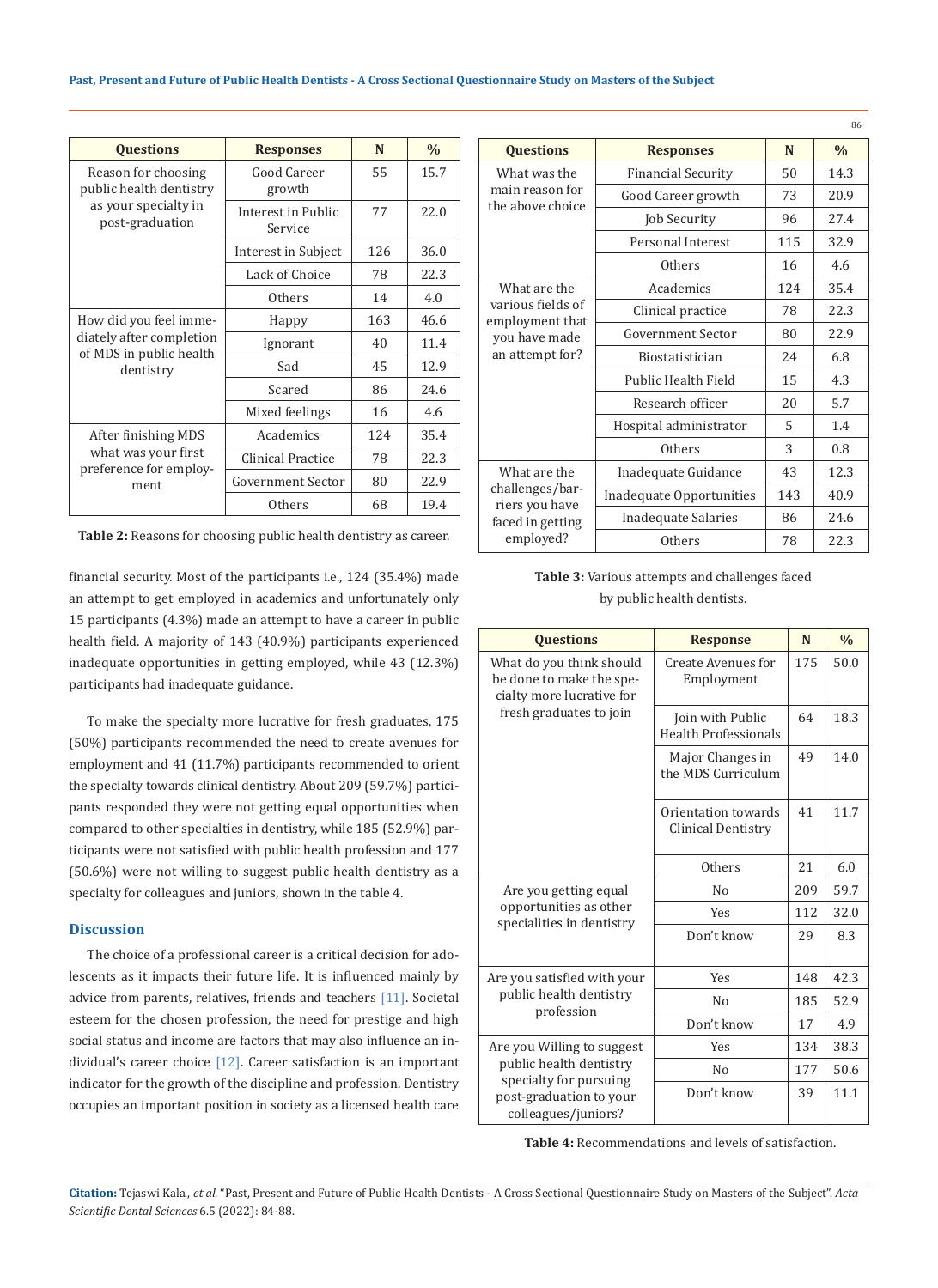| Questions | Responses | N | % |
|---|---|---|---|
| Reason for choosing public health dentistry as your specialty in post-graduation | Good Career growth | 55 | 15.7 |
| | Interest in Public Service | 77 | 22.0 |
| | Interest in Subject | 126 | 36.0 |
| | Lack of Choice | 78 | 22.3 |
| | Others | 14 | 4.0 |
| How did you feel immediately after completion of MDS in public health dentistry | Happy | 163 | 46.6 |
| | Ignorant | 40 | 11.4 |
| | Sad | 45 | 12.9 |
| | Scared | 86 | 24.6 |
| | Mixed feelings | 16 | 4.6 |
| After finishing MDS what was your first preference for employment | Academics | 124 | 35.4 |
| | Clinical Practice | 78 | 22.3 |
| | Government Sector | 80 | 22.9 |
| | Others | 68 | 19.4 |

**Table 2:** Reasons for choosing public health dentistry as career.

financial security. Most of the participants i.e., 124 (35.4%) made an attempt to get employed in academics and unfortunately only 15 participants (4.3%) made an attempt to have a career in public health field. A majority of 143 (40.9%) participants experienced inadequate opportunities in getting employed, while 43 (12.3%) participants had inadequate guidance.

To make the specialty more lucrative for fresh graduates, 175 (50%) participants recommended the need to create avenues for employment and 41 (11.7%) participants recommended to orient the specialty towards clinical dentistry. About 209 (59.7%) participants responded they were not getting equal opportunities when compared to other specialties in dentistry, while 185 (52.9%) participants were not satisfied with public health profession and 177 (50.6%) were not willing to suggest public health dentistry as a specialty for colleagues and juniors, shown in the table 4.

## Discussion

The choice of a professional career is a critical decision for adolescents as it impacts their future life. It is influenced mainly by advice from parents, relatives, friends and teachers [11]. Societal esteem for the chosen profession, the need for prestige and high social status and income are factors that may also influence an individual's career choice [12]. Career satisfaction is an important indicator for the growth of the discipline and profession. Dentistry occupies an important position in society as a licensed health care

| Questions | Responses | N | % |
|---|---|---|---|
| What was the main reason for the above choice | Financial Security | 50 | 14.3 |
| | Good Career growth | 73 | 20.9 |
| | Job Security | 96 | 27.4 |
| | Personal Interest | 115 | 32.9 |
| | Others | 16 | 4.6 |
| What are the various fields of employment that you have made an attempt for? | Academics | 124 | 35.4 |
| | Clinical practice | 78 | 22.3 |
| | Government Sector | 80 | 22.9 |
| | Biostatistician | 24 | 6.8 |
| | Public Health Field | 15 | 4.3 |
| | Research officer | 20 | 5.7 |
| | Hospital administrator | 5 | 1.4 |
| | Others | 3 | 0.8 |
| What are the challenges/barriers you have faced in getting employed? | Inadequate Guidance | 43 | 12.3 |
| | Inadequate Opportunities | 143 | 40.9 |
| | Inadequate Salaries | 86 | 24.6 |
| | Others | 78 | 22.3 |

**Table 3:** Various attempts and challenges faced by public health dentists.

| Questions | Response | N | % |
|---|---|---|---|
| What do you think should be done to make the specialty more lucrative for fresh graduates to join | Create Avenues for Employment | 175 | 50.0 |
| | Join with Public Health Professionals | 64 | 18.3 |
| | Major Changes in the MDS Curriculum | 49 | 14.0 |
| | Orientation towards Clinical Dentistry | 41 | 11.7 |
| | Others | 21 | 6.0 |
| Are you getting equal opportunities as other specialities in dentistry | No | 209 | 59.7 |
| | Yes | 112 | 32.0 |
| | Don't know | 29 | 8.3 |
| Are you satisfied with your public health dentistry profession | Yes | 148 | 42.3 |
| | No | 185 | 52.9 |
| | Don't know | 17 | 4.9 |
| Are you Willing to suggest public health dentistry specialty for pursuing post-graduation to your colleagues/juniors? | Yes | 134 | 38.3 |
| | No | 177 | 50.6 |
| | Don't know | 39 | 11.1 |

**Table 4:** Recommendations and levels of satisfaction.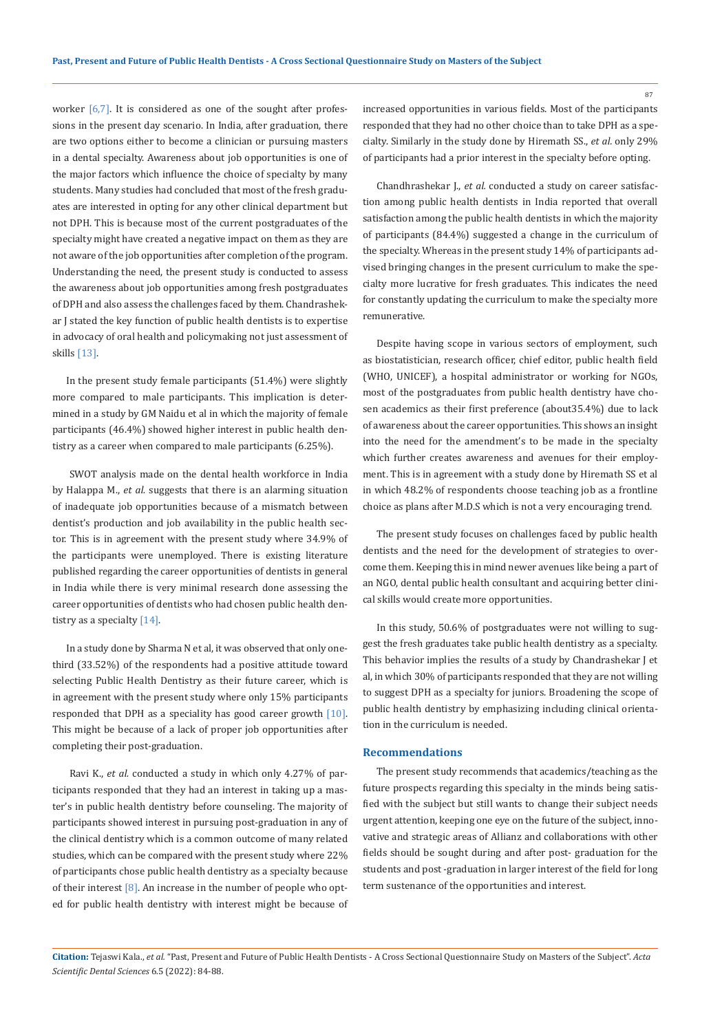worker [6,7]. It is considered as one of the sought after professions in the present day scenario. In India, after graduation, there are two options either to become a clinician or pursuing masters in a dental specialty. Awareness about job opportunities is one of the major factors which influence the choice of specialty by many students. Many studies had concluded that most of the fresh graduates are interested in opting for any other clinical department but not DPH. This is because most of the current postgraduates of the specialty might have created a negative impact on them as they are not aware of the job opportunities after completion of the program. Understanding the need, the present study is conducted to assess the awareness about job opportunities among fresh postgraduates of DPH and also assess the challenges faced by them. Chandrashekar J stated the key function of public health dentists is to expertise in advocacy of oral health and policymaking not just assessment of skills [13].

In the present study female participants (51.4%) were slightly more compared to male participants. This implication is determined in a study by GM Naidu et al in which the majority of female participants (46.4%) showed higher interest in public health dentistry as a career when compared to male participants (6.25%).

SWOT analysis made on the dental health workforce in India by Halappa M., *et al.* suggests that there is an alarming situation of inadequate job opportunities because of a mismatch between dentist's production and job availability in the public health sector. This is in agreement with the present study where 34.9% of the participants were unemployed. There is existing literature published regarding the career opportunities of dentists in general in India while there is very minimal research done assessing the career opportunities of dentists who had chosen public health dentistry as a specialty [14].

In a study done by Sharma N et al, it was observed that only one-third (33.52%) of the respondents had a positive attitude toward selecting Public Health Dentistry as their future career, which is in agreement with the present study where only 15% participants responded that DPH as a speciality has good career growth [10]. This might be because of a lack of proper job opportunities after completing their post-graduation.

Ravi K., *et al.* conducted a study in which only 4.27% of participants responded that they had an interest in taking up a master's in public health dentistry before counseling. The majority of participants showed interest in pursuing post-graduation in any of the clinical dentistry which is a common outcome of many related studies, which can be compared with the present study where 22% of participants chose public health dentistry as a specialty because of their interest [8]. An increase in the number of people who opted for public health dentistry with interest might be because of increased opportunities in various fields. Most of the participants responded that they had no other choice than to take DPH as a specialty. Similarly in the study done by Hiremath SS., *et al.* only 29% of participants had a prior interest in the specialty before opting.

Chandhrashekar J., *et al.* conducted a study on career satisfaction among public health dentists in India reported that overall satisfaction among the public health dentists in which the majority of participants (84.4%) suggested a change in the curriculum of the specialty. Whereas in the present study 14% of participants advised bringing changes in the present curriculum to make the specialty more lucrative for fresh graduates. This indicates the need for constantly updating the curriculum to make the specialty more remunerative.

Despite having scope in various sectors of employment, such as biostatistician, research officer, chief editor, public health field (WHO, UNICEF), a hospital administrator or working for NGOs, most of the postgraduates from public health dentistry have chosen academics as their first preference (about35.4%) due to lack of awareness about the career opportunities. This shows an insight into the need for the amendment's to be made in the specialty which further creates awareness and avenues for their employment. This is in agreement with a study done by Hiremath SS et al in which 48.2% of respondents choose teaching job as a frontline choice as plans after M.D.S which is not a very encouraging trend.

The present study focuses on challenges faced by public health dentists and the need for the development of strategies to overcome them. Keeping this in mind newer avenues like being a part of an NGO, dental public health consultant and acquiring better clinical skills would create more opportunities.

In this study, 50.6% of postgraduates were not willing to suggest the fresh graduates take public health dentistry as a specialty. This behavior implies the results of a study by Chandrashekar J et al, in which 30% of participants responded that they are not willing to suggest DPH as a specialty for juniors. Broadening the scope of public health dentistry by emphasizing including clinical orientation in the curriculum is needed.

## Recommendations

The present study recommends that academics/teaching as the future prospects regarding this specialty in the minds being satisfied with the subject but still wants to change their subject needs urgent attention, keeping one eye on the future of the subject, innovative and strategic areas of Allianz and collaborations with other fields should be sought during and after post- graduation for the students and post -graduation in larger interest of the field for long term sustenance of the opportunities and interest.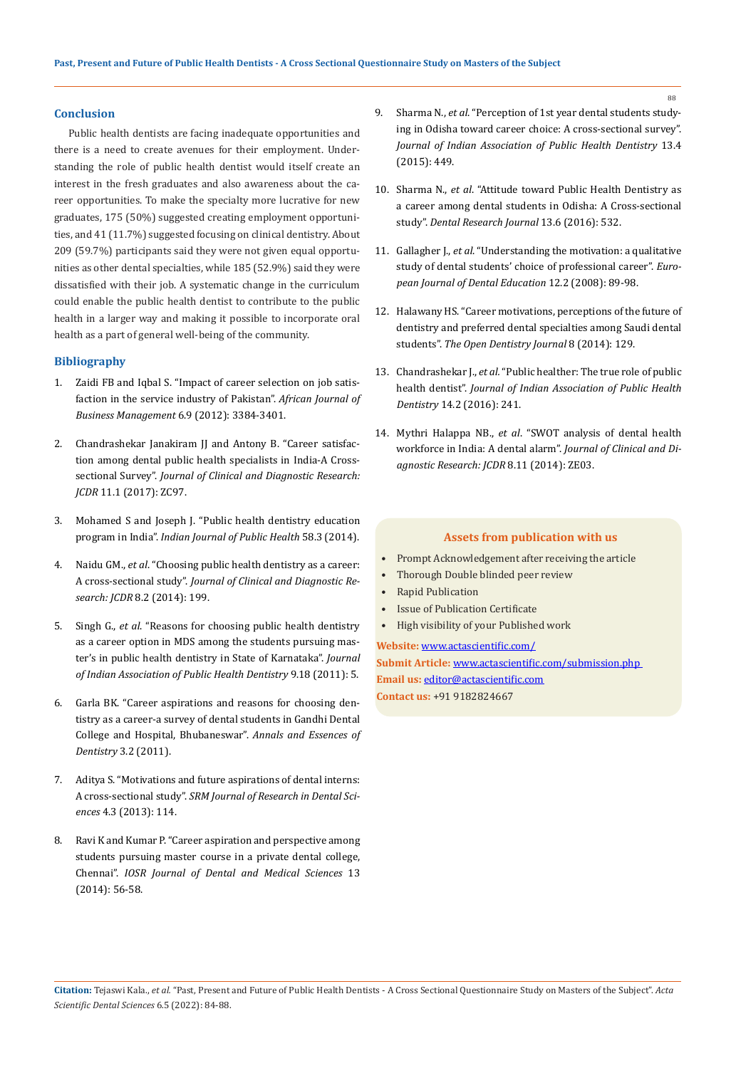## Conclusion

Public health dentists are facing inadequate opportunities and there is a need to create avenues for their employment. Understanding the role of public health dentist would itself create an interest in the fresh graduates and also awareness about the career opportunities. To make the specialty more lucrative for new graduates, 175 (50%) suggested creating employment opportunities, and 41 (11.7%) suggested focusing on clinical dentistry. About 209 (59.7%) participants said they were not given equal opportunities as other dental specialties, while 185 (52.9%) said they were dissatisfied with their job. A systematic change in the curriculum could enable the public health dentist to contribute to the public health in a larger way and making it possible to incorporate oral health as a part of general well-being of the community.

## Bibliography

1. Zaidi FB and Iqbal S. "Impact of career selection on job satisfaction in the service industry of Pakistan". *African Journal of Business Management* 6.9 (2012): 3384-3401.
2. Chandrashekar Janakiram JJ and Antony B. "Career satisfaction among dental public health specialists in India-A Cross-sectional Survey". *Journal of Clinical and Diagnostic Research: JCDR* 11.1 (2017): ZC97.
3. Mohamed S and Joseph J. "Public health dentistry education program in India". *Indian Journal of Public Health* 58.3 (2014).
4. Naidu GM., *et al*. "Choosing public health dentistry as a career: A cross-sectional study". *Journal of Clinical and Diagnostic Research: JCDR* 8.2 (2014): 199.
5. Singh G., *et al.* "Reasons for choosing public health dentistry as a career option in MDS among the students pursuing master's in public health dentistry in State of Karnataka". *Journal of Indian Association of Public Health Dentistry* 9.18 (2011): 5.
6. Garla BK. "Career aspirations and reasons for choosing dentistry as a career-a survey of dental students in Gandhi Dental College and Hospital, Bhubaneswar". *Annals and Essences of Dentistry* 3.2 (2011).
7. Aditya S. "Motivations and future aspirations of dental interns: A cross-sectional study". *SRM Journal of Research in Dental Sciences* 4.3 (2013): 114.
8. Ravi K and Kumar P. "Career aspiration and perspective among students pursuing master course in a private dental college, Chennai". *IOSR Journal of Dental and Medical Sciences* 13 (2014): 56-58.
9. Sharma N., *et al.* "Perception of 1st year dental students studying in Odisha toward career choice: A cross-sectional survey". *Journal of Indian Association of Public Health Dentistry* 13.4 (2015): 449.
10. Sharma N., *et al*. "Attitude toward Public Health Dentistry as a career among dental students in Odisha: A Cross-sectional study". *Dental Research Journal* 13.6 (2016): 532.
11. Gallagher J., *et al*. "Understanding the motivation: a qualitative study of dental students' choice of professional career". *European Journal of Dental Education* 12.2 (2008): 89-98.
12. Halawany HS. "Career motivations, perceptions of the future of dentistry and preferred dental specialties among Saudi dental students". *The Open Dentistry Journal* 8 (2014): 129.
13. Chandrashekar J., *et al.* "Public healther: The true role of public health dentist". *Journal of Indian Association of Public Health Dentistry* 14.2 (2016): 241.
14. Mythri Halappa NB., *et al*. "SWOT analysis of dental health workforce in India: A dental alarm". *Journal of Clinical and Diagnostic Research: JCDR* 8.11 (2014): ZE03.

**Assets from publication with us**

- Prompt Acknowledgement after receiving the article
- Thorough Double blinded peer review
- Rapid Publication
- Issue of Publication Certificate
- High visibility of your Published work

**Website:** www.actascientific.com/
**Submit Article:** www.actascientific.com/submission.php
**Email us:** editor@actascientific.com
**Contact us:** +91 9182824667